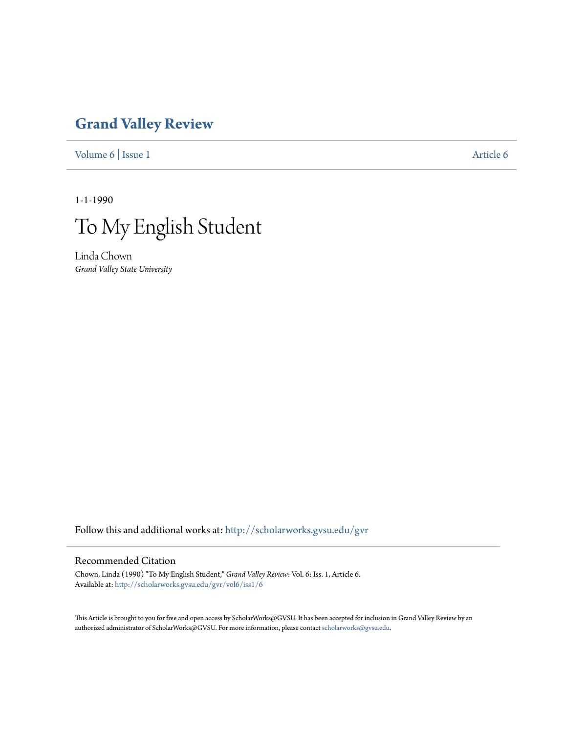# Grand Valley Review

Volume 6 | Issue 1 Article 6

1-1-1990

# To My English Student

Linda Chown
*Grand Valley State University*

Follow this and additional works at: http://scholarworks.gvsu.edu/gvr

## Recommended Citation

Chown, Linda (1990) "To My English Student," *Grand Valley Review*: Vol. 6: Iss. 1, Article 6.
Available at: http://scholarworks.gvsu.edu/gvr/vol6/iss1/6

This Article is brought to you for free and open access by ScholarWorks@GVSU. It has been accepted for inclusion in Grand Valley Review by an authorized administrator of ScholarWorks@GVSU. For more information, please contact scholarworks@gvsu.edu.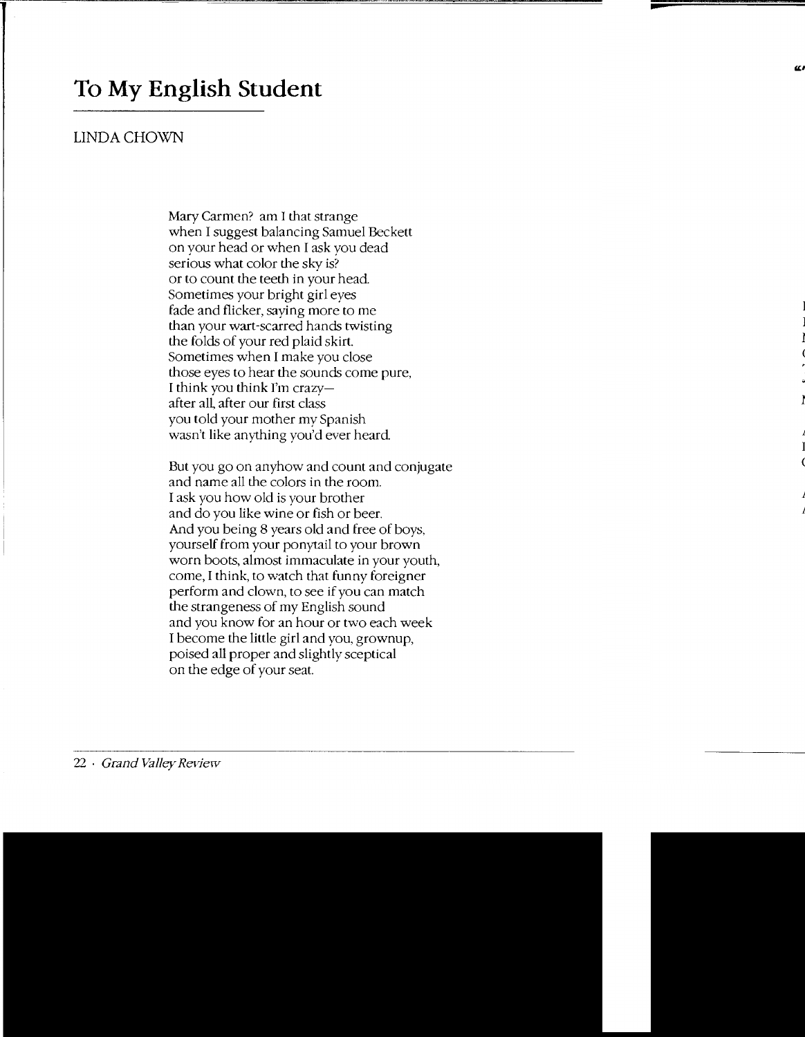# To My English Student

LINDA CHOWN

Mary Carmen? am I that strange
when I suggest balancing Samuel Beckett
on your head or when I ask you dead
serious what color the sky is?
or to count the teeth in your head.
Sometimes your bright girl eyes
fade and flicker, saying more to me
than your wart-scarred hands twisting
the folds of your red plaid skirt.
Sometimes when I make you close
those eyes to hear the sounds come pure,
I think you think I'm crazy—
after all, after our first class
you told your mother my Spanish
wasn't like anything you'd ever heard.

But you go on anyhow and count and conjugate
and name all the colors in the room.
I ask you how old is your brother
and do you like wine or fish or beer.
And you being 8 years old and free of boys,
yourself from your ponytail to your brown
worn boots, almost immaculate in your youth,
come, I think, to watch that funny foreigner
perform and clown, to see if you can match
the strangeness of my English sound
and you know for an hour or two each week
I become the little girl and you, grownup,
poised all proper and slightly sceptical
on the edge of your seat.